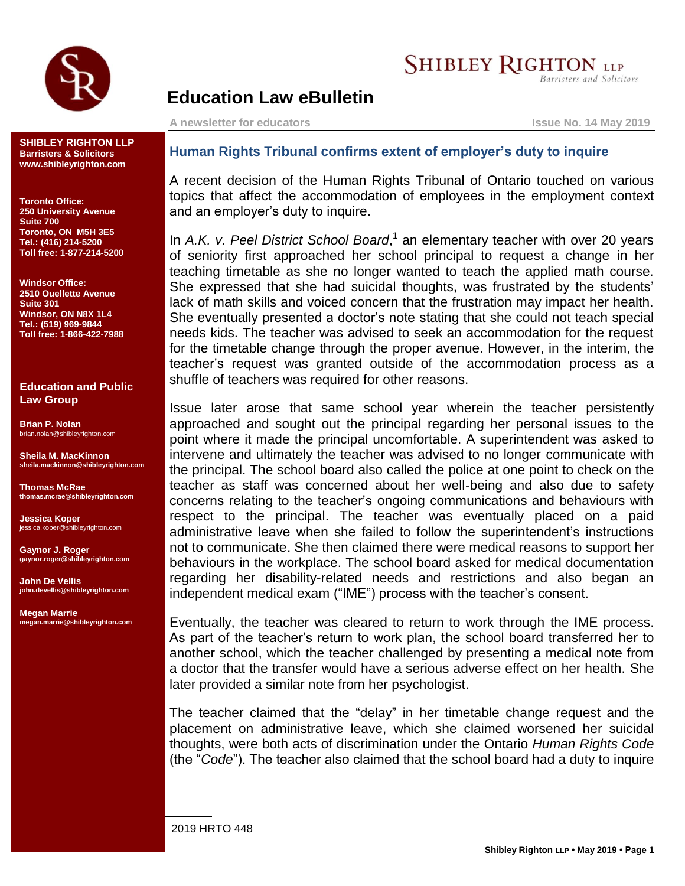# Education Law eBulletin

**A newsletter for educators** — **Issue No. 14 May 2019**

**SHIBLEY RIGHTON LLP**
**Barristers & Solicitors**
**www.shibleyrighton.com**

**Toronto Office:**
**250 University Avenue**
**Suite 700**
**Toronto, ON M5H 3E5**
**Tel.: (416) 214-5200**
**Toll free: 1-877-214-5200**

**Windsor Office:**
**2510 Ouellette Avenue**
**Suite 301**
**Windsor, ON N8X 1L4**
**Tel.: (519) 969-9844**
**Toll free: 1-866-422-7988**

### Education and Public Law Group

**Brian P. Nolan**
brian.nolan@shibleyrighton.com

**Sheila M. MacKinnon**
sheila.mackinnon@shibleyrighton.com

**Thomas McRae**
thomas.mcrae@shibleyrighton.com

**Jessica Koper**
jessica.koper@shibleyrighton.com

**Gaynor J. Roger**
gaynor.roger@shibleyrighton.com

**John De Vellis**
john.devellis@shibleyrighton.com

**Megan Marrie**
megan.marrie@shibleyrighton.com

## Human Rights Tribunal confirms extent of employer's duty to inquire

A recent decision of the Human Rights Tribunal of Ontario touched on various topics that affect the accommodation of employees in the employment context and an employer's duty to inquire.

In *A.K. v. Peel District School Board*,[1] an elementary teacher with over 20 years of seniority first approached her school principal to request a change in her teaching timetable as she no longer wanted to teach the applied math course. She expressed that she had suicidal thoughts, was frustrated by the students' lack of math skills and voiced concern that the frustration may impact her health. She eventually presented a doctor's note stating that she could not teach special needs kids. The teacher was advised to seek an accommodation for the request for the timetable change through the proper avenue. However, in the interim, the teacher's request was granted outside of the accommodation process as a shuffle of teachers was required for other reasons.

Issue later arose that same school year wherein the teacher persistently approached and sought out the principal regarding her personal issues to the point where it made the principal uncomfortable. A superintendent was asked to intervene and ultimately the teacher was advised to no longer communicate with the principal. The school board also called the police at one point to check on the teacher as staff was concerned about her well-being and also due to safety concerns relating to the teacher's ongoing communications and behaviours with respect to the principal. The teacher was eventually placed on a paid administrative leave when she failed to follow the superintendent's instructions not to communicate. She then claimed there were medical reasons to support her behaviours in the workplace. The school board asked for medical documentation regarding her disability-related needs and restrictions and also began an independent medical exam ("IME") process with the teacher's consent.

Eventually, the teacher was cleared to return to work through the IME process. As part of the teacher's return to work plan, the school board transferred her to another school, which the teacher challenged by presenting a medical note from a doctor that the transfer would have a serious adverse effect on her health. She later provided a similar note from her psychologist.

The teacher claimed that the "delay" in her timetable change request and the placement on administrative leave, which she claimed worsened her suicidal thoughts, were both acts of discrimination under the Ontario *Human Rights Code* (the "*Code*"). The teacher also claimed that the school board had a duty to inquire

---

[1] 2019 HRTO 448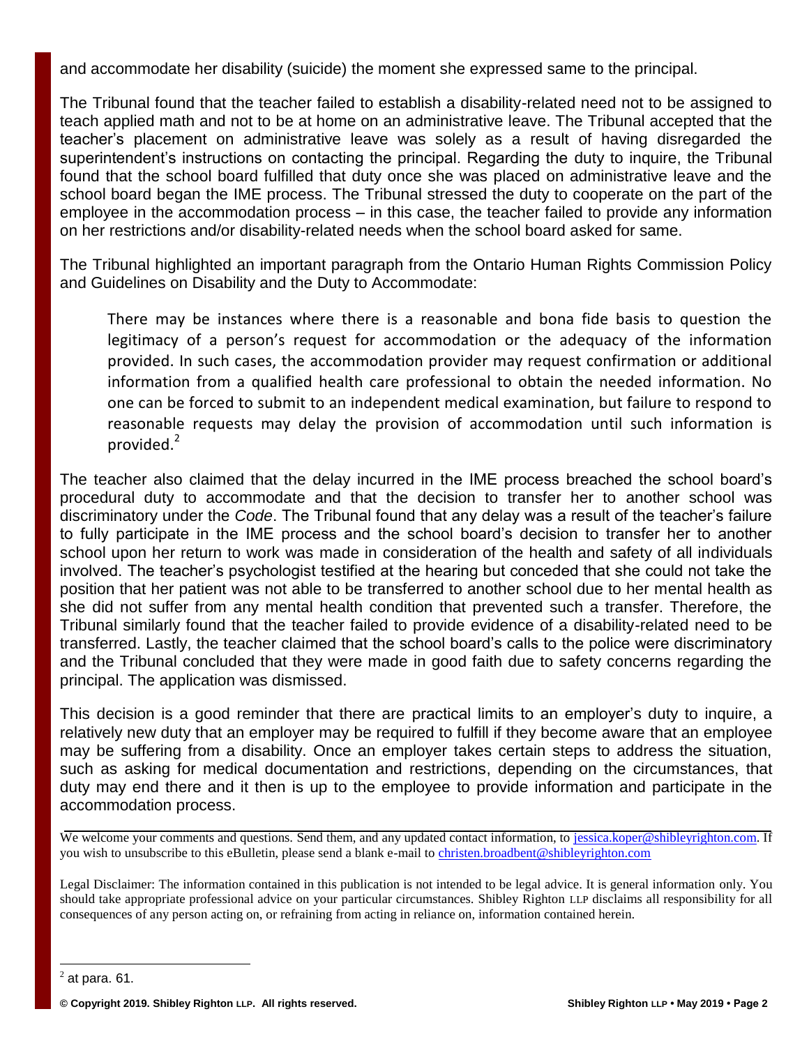and accommodate her disability (suicide) the moment she expressed same to the principal.

The Tribunal found that the teacher failed to establish a disability-related need not to be assigned to teach applied math and not to be at home on an administrative leave. The Tribunal accepted that the teacher's placement on administrative leave was solely as a result of having disregarded the superintendent's instructions on contacting the principal. Regarding the duty to inquire, the Tribunal found that the school board fulfilled that duty once she was placed on administrative leave and the school board began the IME process. The Tribunal stressed the duty to cooperate on the part of the employee in the accommodation process – in this case, the teacher failed to provide any information on her restrictions and/or disability-related needs when the school board asked for same.

The Tribunal highlighted an important paragraph from the Ontario Human Rights Commission Policy and Guidelines on Disability and the Duty to Accommodate:

> There may be instances where there is a reasonable and bona fide basis to question the legitimacy of a person's request for accommodation or the adequacy of the information provided. In such cases, the accommodation provider may request confirmation or additional information from a qualified health care professional to obtain the needed information. No one can be forced to submit to an independent medical examination, but failure to respond to reasonable requests may delay the provision of accommodation until such information is provided.[2]

The teacher also claimed that the delay incurred in the IME process breached the school board's procedural duty to accommodate and that the decision to transfer her to another school was discriminatory under the *Code*. The Tribunal found that any delay was a result of the teacher's failure to fully participate in the IME process and the school board's decision to transfer her to another school upon her return to work was made in consideration of the health and safety of all individuals involved. The teacher's psychologist testified at the hearing but conceded that she could not take the position that her patient was not able to be transferred to another school due to her mental health as she did not suffer from any mental health condition that prevented such a transfer. Therefore, the Tribunal similarly found that the teacher failed to provide evidence of a disability-related need to be transferred. Lastly, the teacher claimed that the school board's calls to the police were discriminatory and the Tribunal concluded that they were made in good faith due to safety concerns regarding the principal. The application was dismissed.

This decision is a good reminder that there are practical limits to an employer's duty to inquire, a relatively new duty that an employer may be required to fulfill if they become aware that an employee may be suffering from a disability. Once an employer takes certain steps to address the situation, such as asking for medical documentation and restrictions, depending on the circumstances, that duty may end there and it then is up to the employee to provide information and participate in the accommodation process.

---

We welcome your comments and questions. Send them, and any updated contact information, to jessica.koper@shibleyrighton.com. If you wish to unsubscribe to this eBulletin, please send a blank e-mail to christen.broadbent@shibleyrighton.com

Legal Disclaimer: The information contained in this publication is not intended to be legal advice. It is general information only. You should take appropriate professional advice on your particular circumstances. Shibley Righton LLP disclaims all responsibility for all consequences of any person acting on, or refraining from acting in reliance on, information contained herein.

---

[2] at para. 61.

© Copyright 2019. Shibley Righton LLP. All rights reserved.